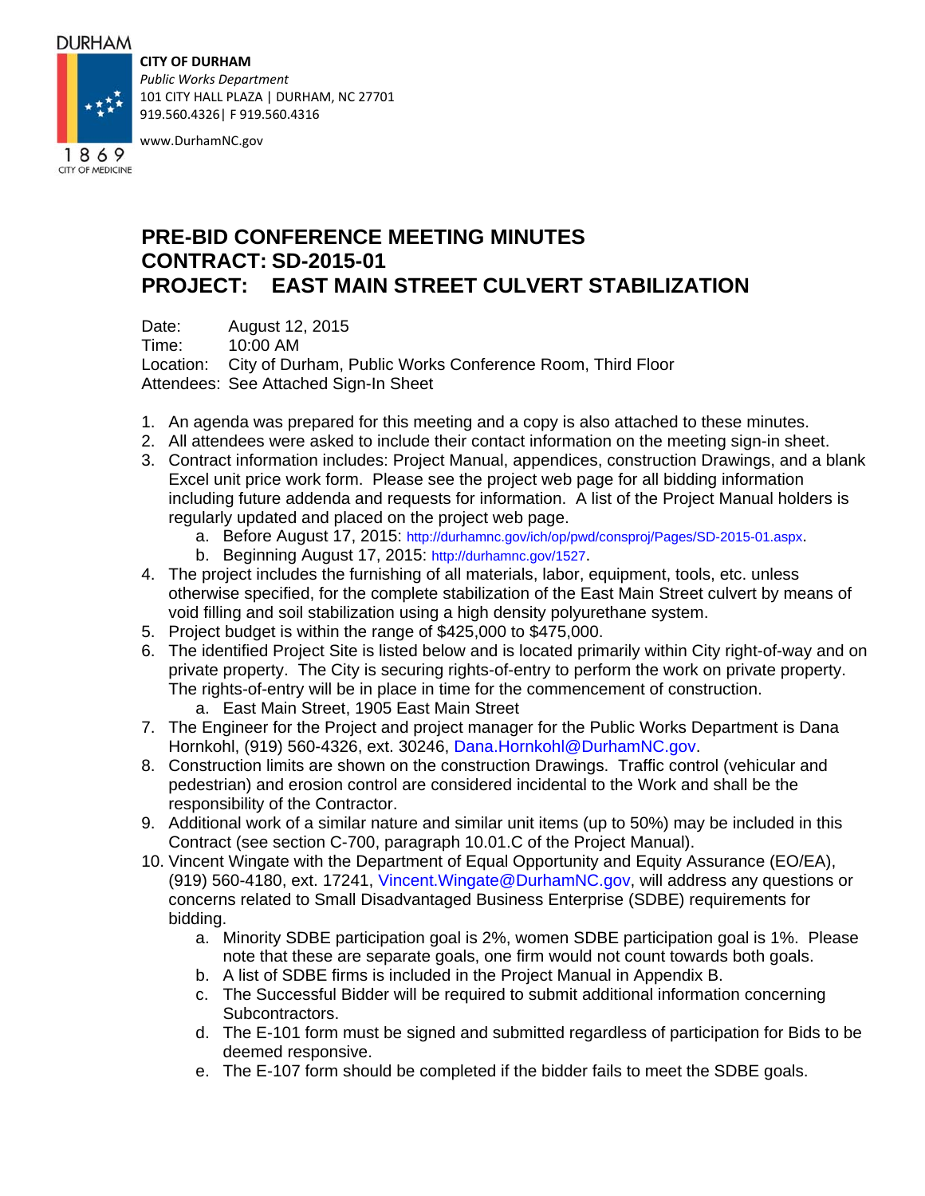DURHAM

1869
CITY OF MEDICINE

**CITY OF DURHAM**
*Public Works Department*
101 CITY HALL PLAZA | DURHAM, NC 27701
919.560.4326| F 919.560.4316
www.DurhamNC.gov

# PRE-BID CONFERENCE MEETING MINUTES
# CONTRACT: SD-2015-01
# PROJECT: EAST MAIN STREET CULVERT STABILIZATION

Date: August 12, 2015
Time: 10:00 AM
Location: City of Durham, Public Works Conference Room, Third Floor
Attendees: See Attached Sign-In Sheet

1. An agenda was prepared for this meeting and a copy is also attached to these minutes.
2. All attendees were asked to include their contact information on the meeting sign-in sheet.
3. Contract information includes: Project Manual, appendices, construction Drawings, and a blank Excel unit price work form. Please see the project web page for all bidding information including future addenda and requests for information. A list of the Project Manual holders is regularly updated and placed on the project web page.
    a. Before August 17, 2015: http://durhamnc.gov/ich/op/pwd/consproj/Pages/SD-2015-01.aspx.
    b. Beginning August 17, 2015: http://durhamnc.gov/1527.
4. The project includes the furnishing of all materials, labor, equipment, tools, etc. unless otherwise specified, for the complete stabilization of the East Main Street culvert by means of void filling and soil stabilization using a high density polyurethane system.
5. Project budget is within the range of $425,000 to $475,000.
6. The identified Project Site is listed below and is located primarily within City right-of-way and on private property. The City is securing rights-of-entry to perform the work on private property. The rights-of-entry will be in place in time for the commencement of construction.
    a. East Main Street, 1905 East Main Street
7. The Engineer for the Project and project manager for the Public Works Department is Dana Hornkohl, (919) 560-4326, ext. 30246, Dana.Hornkohl@DurhamNC.gov.
8. Construction limits are shown on the construction Drawings. Traffic control (vehicular and pedestrian) and erosion control are considered incidental to the Work and shall be the responsibility of the Contractor.
9. Additional work of a similar nature and similar unit items (up to 50%) may be included in this Contract (see section C-700, paragraph 10.01.C of the Project Manual).
10. Vincent Wingate with the Department of Equal Opportunity and Equity Assurance (EO/EA), (919) 560-4180, ext. 17241, Vincent.Wingate@DurhamNC.gov, will address any questions or concerns related to Small Disadvantaged Business Enterprise (SDBE) requirements for bidding.
    a. Minority SDBE participation goal is 2%, women SDBE participation goal is 1%. Please note that these are separate goals, one firm would not count towards both goals.
    b. A list of SDBE firms is included in the Project Manual in Appendix B.
    c. The Successful Bidder will be required to submit additional information concerning Subcontractors.
    d. The E-101 form must be signed and submitted regardless of participation for Bids to be deemed responsive.
    e. The E-107 form should be completed if the bidder fails to meet the SDBE goals.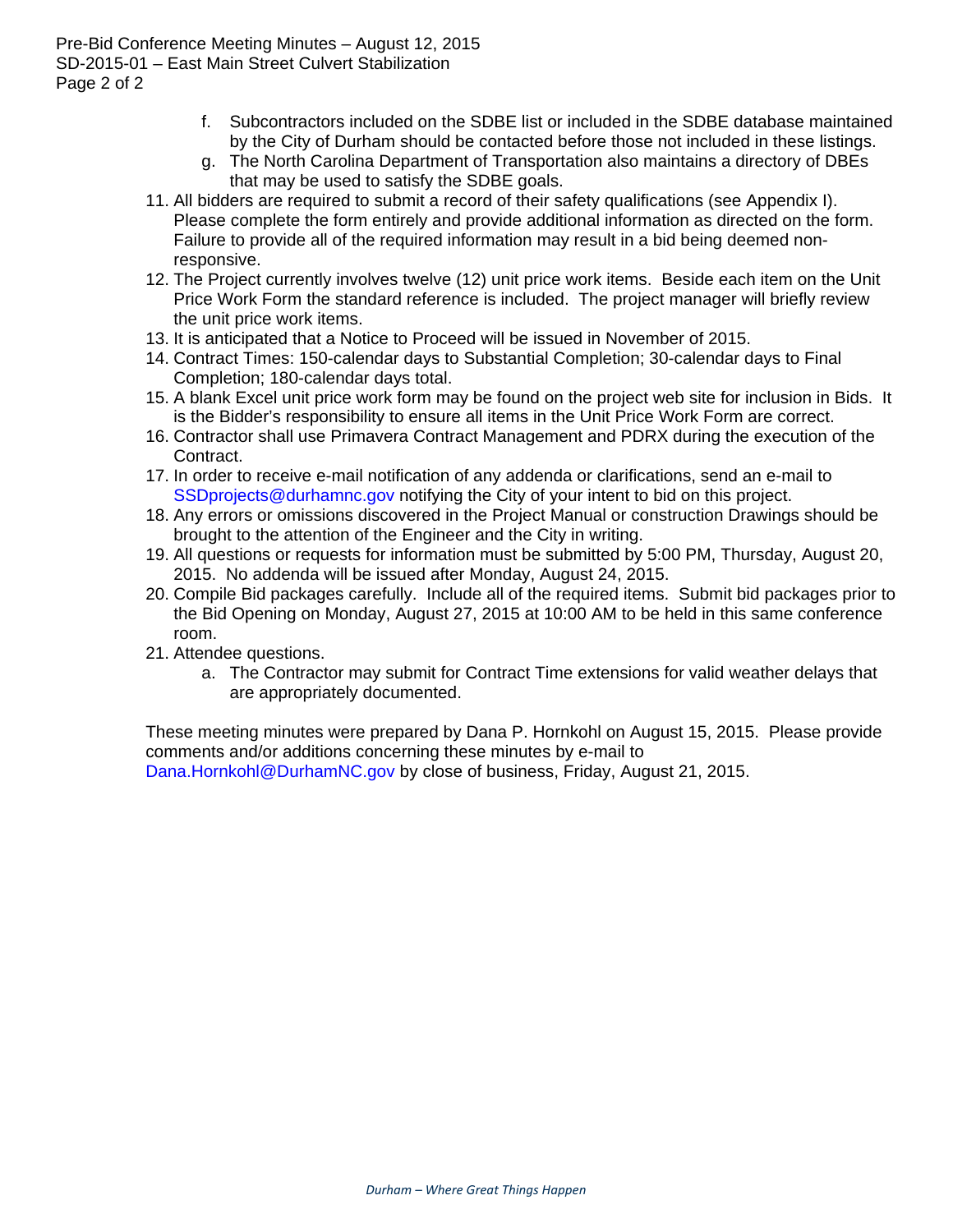f. Subcontractors included on the SDBE list or included in the SDBE database maintained by the City of Durham should be contacted before those not included in these listings.
   g. The North Carolina Department of Transportation also maintains a directory of DBEs that may be used to satisfy the SDBE goals.

11. All bidders are required to submit a record of their safety qualifications (see Appendix I). Please complete the form entirely and provide additional information as directed on the form. Failure to provide all of the required information may result in a bid being deemed non-responsive.
12. The Project currently involves twelve (12) unit price work items. Beside each item on the Unit Price Work Form the standard reference is included. The project manager will briefly review the unit price work items.
13. It is anticipated that a Notice to Proceed will be issued in November of 2015.
14. Contract Times: 150-calendar days to Substantial Completion; 30-calendar days to Final Completion; 180-calendar days total.
15. A blank Excel unit price work form may be found on the project web site for inclusion in Bids. It is the Bidder's responsibility to ensure all items in the Unit Price Work Form are correct.
16. Contractor shall use Primavera Contract Management and PDRX during the execution of the Contract.
17. In order to receive e-mail notification of any addenda or clarifications, send an e-mail to SSDprojects@durhamnc.gov notifying the City of your intent to bid on this project.
18. Any errors or omissions discovered in the Project Manual or construction Drawings should be brought to the attention of the Engineer and the City in writing.
19. All questions or requests for information must be submitted by 5:00 PM, Thursday, August 20, 2015. No addenda will be issued after Monday, August 24, 2015.
20. Compile Bid packages carefully. Include all of the required items. Submit bid packages prior to the Bid Opening on Monday, August 27, 2015 at 10:00 AM to be held in this same conference room.
21. Attendee questions.
    a. The Contractor may submit for Contract Time extensions for valid weather delays that are appropriately documented.

These meeting minutes were prepared by Dana P. Hornkohl on August 15, 2015. Please provide comments and/or additions concerning these minutes by e-mail to Dana.Hornkohl@DurhamNC.gov by close of business, Friday, August 21, 2015.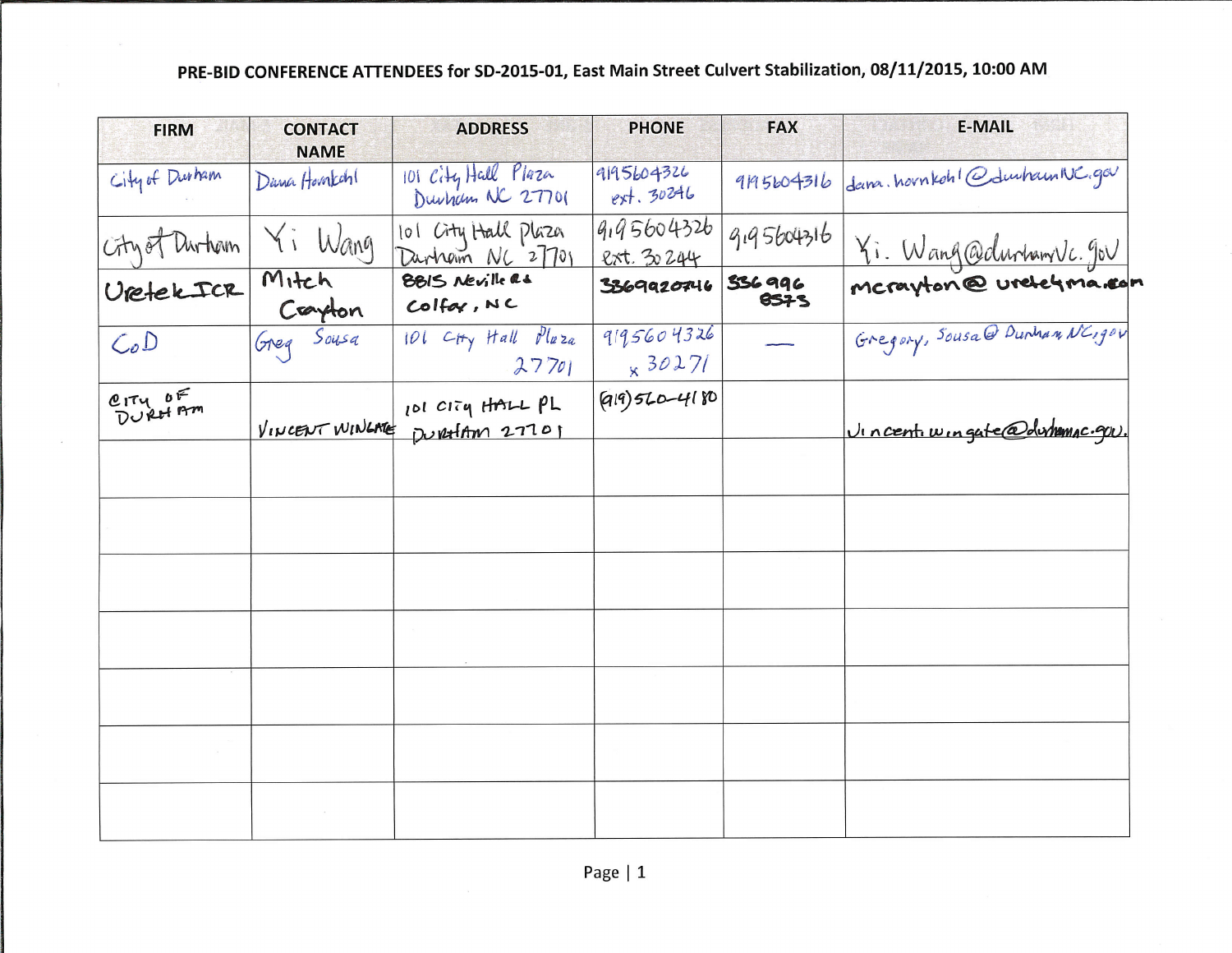**PRE-BID CONFERENCE ATTENDEES for SD-2015-01, East Main Street Culvert Stabilization, 08/11/2015, 10:00 AM**

| FIRM | CONTACT NAME | ADDRESS | PHONE | FAX | E-MAIL |
|---|---|---|---|---|---|
| City of Durham | Dana Hornkohl | 101 City Hall Plaza Durham NC 27701 | 9195604326 ext. 30246 | 9195604316 | dana.hornkohl@durhamNC.gov |
| City of Durham | Yi Wang | 101 City Hall Plaza Durham NC 27701 | 9195604326 ext. 30244 | 9195604316 | Yi.Wang@durhamNC.gov |
| Uretek ICR | Mitch Crayton | 8815 Neville Rd Colfax, NC | 3369920716 | 336 996 8573 | mcrayton@uretekma.com |
| CoD | Greg Sousa | 101 City Hall Plaza 27701 | 9195604326 x 30271 | — | Gregory.Sousa@DurhamNC.gov |
| City of Durham | Vincent Wingate | 101 City Hall PL Durham 27701 | (919)560-4180 | | Vincent.wingate@durhamnc.gov |
| | | | | | |
| | | | | | |
| | | | | | |
| | | | | | |
| | | | | | |
| | | | | | |
| | | | | | |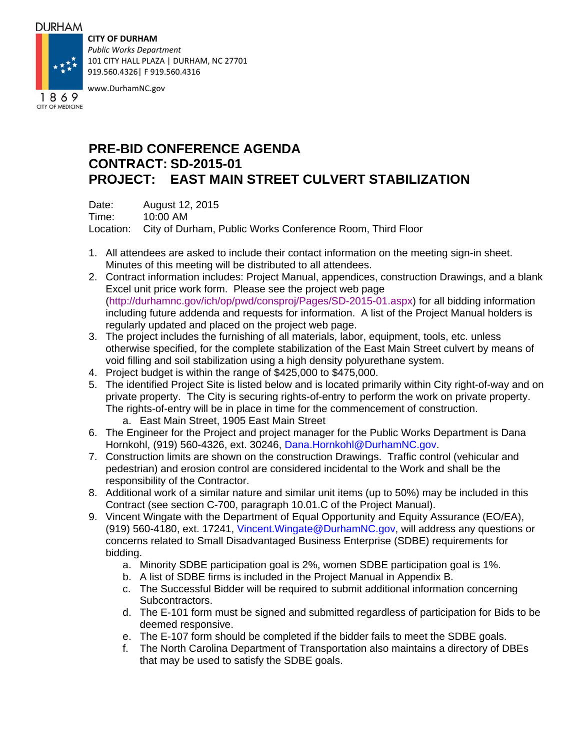DURHAM

1869
CITY OF MEDICINE

**CITY OF DURHAM**
*Public Works Department*
101 CITY HALL PLAZA | DURHAM, NC 27701
919.560.4326| F 919.560.4316
www.DurhamNC.gov

# PRE-BID CONFERENCE AGENDA
# CONTRACT: SD-2015-01
# PROJECT: EAST MAIN STREET CULVERT STABILIZATION

Date: August 12, 2015
Time: 10:00 AM
Location: City of Durham, Public Works Conference Room, Third Floor

1. All attendees are asked to include their contact information on the meeting sign-in sheet. Minutes of this meeting will be distributed to all attendees.
2. Contract information includes: Project Manual, appendices, construction Drawings, and a blank Excel unit price work form. Please see the project web page (http://durhamnc.gov/ich/op/pwd/consproj/Pages/SD-2015-01.aspx) for all bidding information including future addenda and requests for information. A list of the Project Manual holders is regularly updated and placed on the project web page.
3. The project includes the furnishing of all materials, labor, equipment, tools, etc. unless otherwise specified, for the complete stabilization of the East Main Street culvert by means of void filling and soil stabilization using a high density polyurethane system.
4. Project budget is within the range of $425,000 to $475,000.
5. The identified Project Site is listed below and is located primarily within City right-of-way and on private property. The City is securing rights-of-entry to perform the work on private property. The rights-of-entry will be in place in time for the commencement of construction.
   a. East Main Street, 1905 East Main Street
6. The Engineer for the Project and project manager for the Public Works Department is Dana Hornkohl, (919) 560-4326, ext. 30246, Dana.Hornkohl@DurhamNC.gov.
7. Construction limits are shown on the construction Drawings. Traffic control (vehicular and pedestrian) and erosion control are considered incidental to the Work and shall be the responsibility of the Contractor.
8. Additional work of a similar nature and similar unit items (up to 50%) may be included in this Contract (see section C-700, paragraph 10.01.C of the Project Manual).
9. Vincent Wingate with the Department of Equal Opportunity and Equity Assurance (EO/EA), (919) 560-4180, ext. 17241, Vincent.Wingate@DurhamNC.gov, will address any questions or concerns related to Small Disadvantaged Business Enterprise (SDBE) requirements for bidding.
   a. Minority SDBE participation goal is 2%, women SDBE participation goal is 1%.
   b. A list of SDBE firms is included in the Project Manual in Appendix B.
   c. The Successful Bidder will be required to submit additional information concerning Subcontractors.
   d. The E-101 form must be signed and submitted regardless of participation for Bids to be deemed responsive.
   e. The E-107 form should be completed if the bidder fails to meet the SDBE goals.
   f. The North Carolina Department of Transportation also maintains a directory of DBEs that may be used to satisfy the SDBE goals.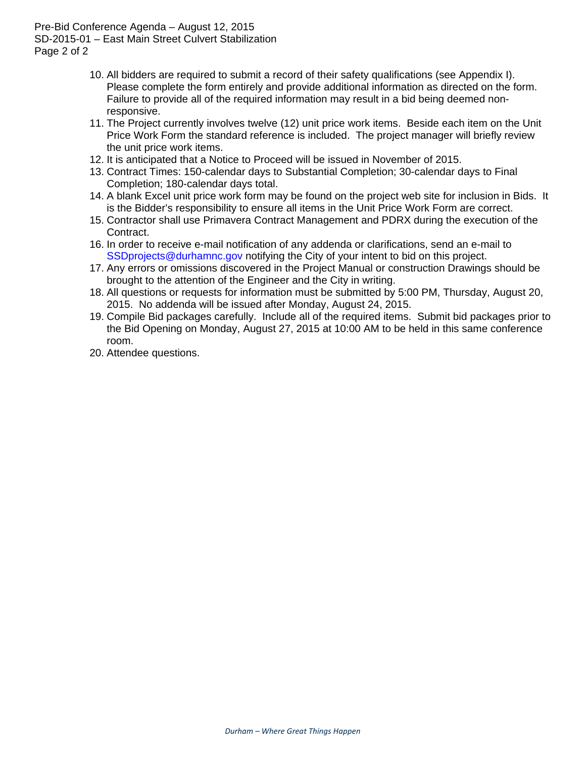10. All bidders are required to submit a record of their safety qualifications (see Appendix I). Please complete the form entirely and provide additional information as directed on the form. Failure to provide all of the required information may result in a bid being deemed non-responsive.
11. The Project currently involves twelve (12) unit price work items. Beside each item on the Unit Price Work Form the standard reference is included. The project manager will briefly review the unit price work items.
12. It is anticipated that a Notice to Proceed will be issued in November of 2015.
13. Contract Times: 150-calendar days to Substantial Completion; 30-calendar days to Final Completion; 180-calendar days total.
14. A blank Excel unit price work form may be found on the project web site for inclusion in Bids. It is the Bidder's responsibility to ensure all items in the Unit Price Work Form are correct.
15. Contractor shall use Primavera Contract Management and PDRX during the execution of the Contract.
16. In order to receive e-mail notification of any addenda or clarifications, send an e-mail to SSDprojects@durhamnc.gov notifying the City of your intent to bid on this project.
17. Any errors or omissions discovered in the Project Manual or construction Drawings should be brought to the attention of the Engineer and the City in writing.
18. All questions or requests for information must be submitted by 5:00 PM, Thursday, August 20, 2015. No addenda will be issued after Monday, August 24, 2015.
19. Compile Bid packages carefully. Include all of the required items. Submit bid packages prior to the Bid Opening on Monday, August 27, 2015 at 10:00 AM to be held in this same conference room.
20. Attendee questions.